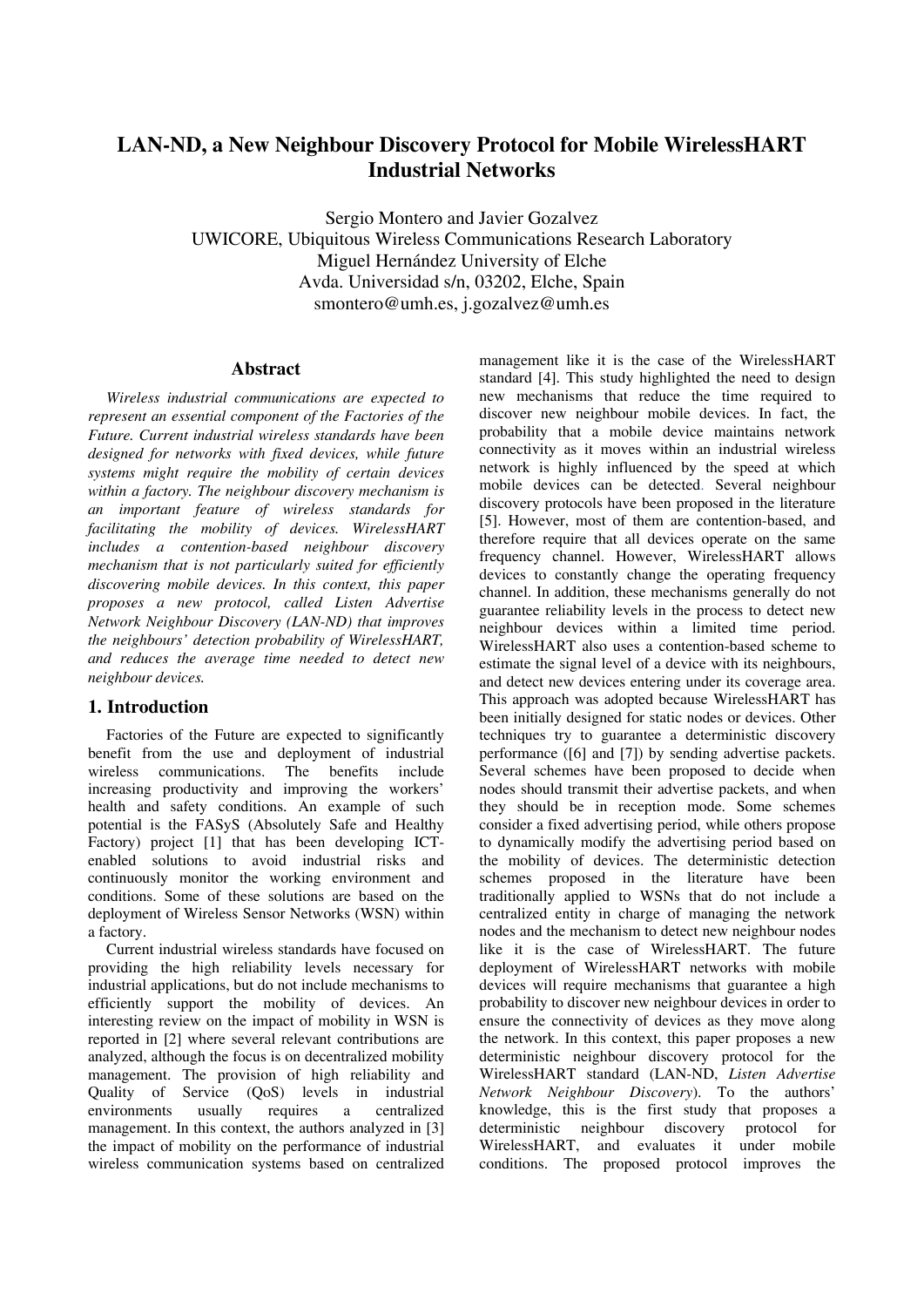# LAN-ND, a New Neighbour Discovery Protocol for Mobile WirelessHART Industrial Networks

Sergio Montero and Javier Gozalvez
UWICORE, Ubiquitous Wireless Communications Research Laboratory
Miguel Hernández University of Elche
Avda. Universidad s/n, 03202, Elche, Spain
smontero@umh.es, j.gozalvez@umh.es

## Abstract

*Wireless industrial communications are expected to represent an essential component of the Factories of the Future. Current industrial wireless standards have been designed for networks with fixed devices, while future systems might require the mobility of certain devices within a factory. The neighbour discovery mechanism is an important feature of wireless standards for facilitating the mobility of devices. WirelessHART includes a contention-based neighbour discovery mechanism that is not particularly suited for efficiently discovering mobile devices. In this context, this paper proposes a new protocol, called Listen Advertise Network Neighbour Discovery (LAN-ND) that improves the neighbours' detection probability of WirelessHART, and reduces the average time needed to detect new neighbour devices.*

## 1. Introduction

Factories of the Future are expected to significantly benefit from the use and deployment of industrial wireless communications. The benefits include increasing productivity and improving the workers' health and safety conditions. An example of such potential is the FASyS (Absolutely Safe and Healthy Factory) project [1] that has been developing ICT-enabled solutions to avoid industrial risks and continuously monitor the working environment and conditions. Some of these solutions are based on the deployment of Wireless Sensor Networks (WSN) within a factory.

Current industrial wireless standards have focused on providing the high reliability levels necessary for industrial applications, but do not include mechanisms to efficiently support the mobility of devices. An interesting review on the impact of mobility in WSN is reported in [2] where several relevant contributions are analyzed, although the focus is on decentralized mobility management. The provision of high reliability and Quality of Service (QoS) levels in industrial environments usually requires a centralized management. In this context, the authors analyzed in [3] the impact of mobility on the performance of industrial wireless communication systems based on centralized management like it is the case of the WirelessHART standard [4]. This study highlighted the need to design new mechanisms that reduce the time required to discover new neighbour mobile devices. In fact, the probability that a mobile device maintains network connectivity as it moves within an industrial wireless network is highly influenced by the speed at which mobile devices can be detected. Several neighbour discovery protocols have been proposed in the literature [5]. However, most of them are contention-based, and therefore require that all devices operate on the same frequency channel. However, WirelessHART allows devices to constantly change the operating frequency channel. In addition, these mechanisms generally do not guarantee reliability levels in the process to detect new neighbour devices within a limited time period. WirelessHART also uses a contention-based scheme to estimate the signal level of a device with its neighbours, and detect new devices entering under its coverage area. This approach was adopted because WirelessHART has been initially designed for static nodes or devices. Other techniques try to guarantee a deterministic discovery performance ([6] and [7]) by sending advertise packets. Several schemes have been proposed to decide when nodes should transmit their advertise packets, and when they should be in reception mode. Some schemes consider a fixed advertising period, while others propose to dynamically modify the advertising period based on the mobility of devices. The deterministic detection schemes proposed in the literature have been traditionally applied to WSNs that do not include a centralized entity in charge of managing the network nodes and the mechanism to detect new neighbour nodes like it is the case of WirelessHART. The future deployment of WirelessHART networks with mobile devices will require mechanisms that guarantee a high probability to discover new neighbour devices in order to ensure the connectivity of devices as they move along the network. In this context, this paper proposes a new deterministic neighbour discovery protocol for the WirelessHART standard (LAN-ND, *Listen Advertise Network Neighbour Discovery*). To the authors' knowledge, this is the first study that proposes a deterministic neighbour discovery protocol for WirelessHART, and evaluates it under mobile conditions. The proposed protocol improves the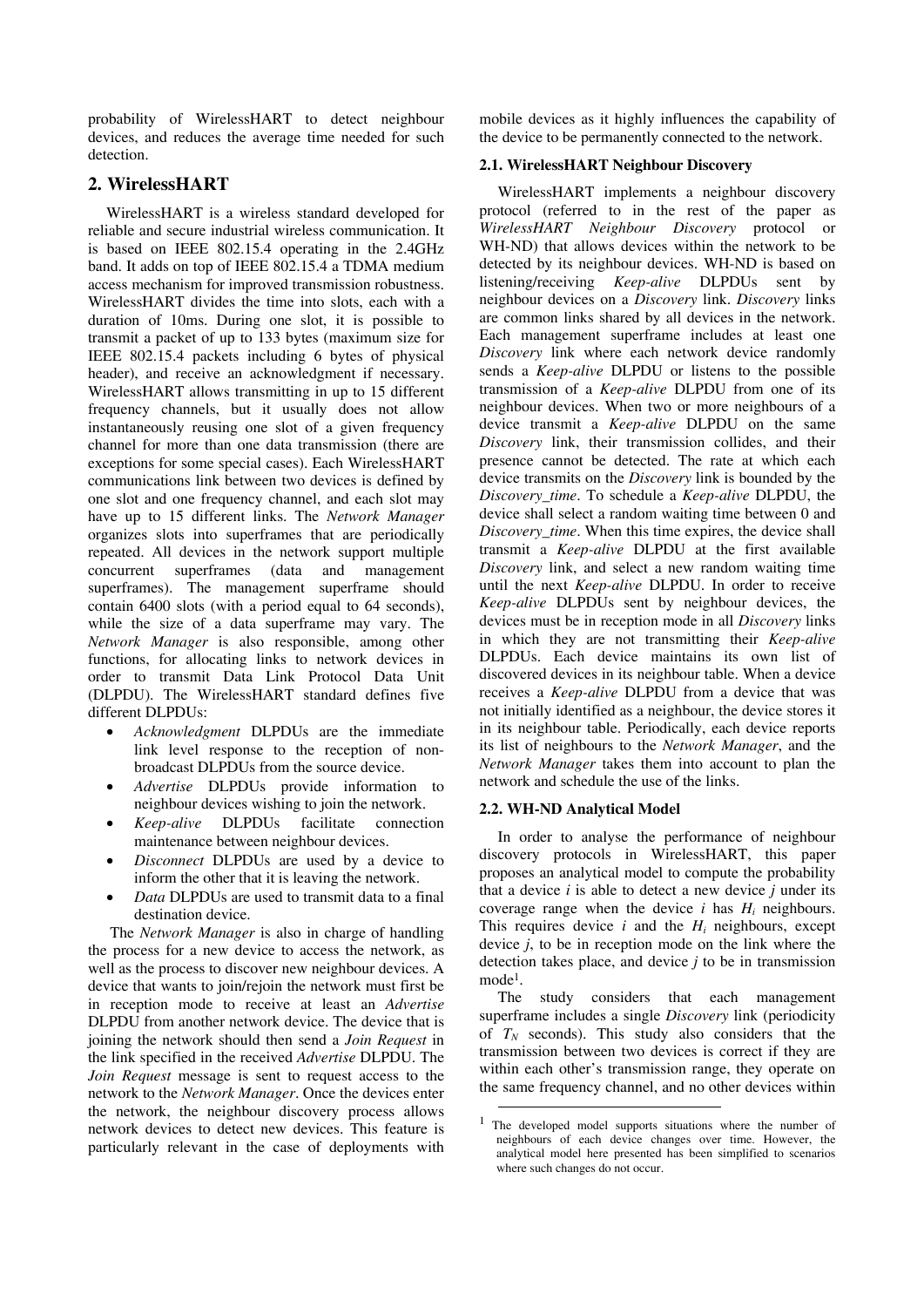probability of WirelessHART to detect neighbour devices, and reduces the average time needed for such detection.

## 2. WirelessHART

WirelessHART is a wireless standard developed for reliable and secure industrial wireless communication. It is based on IEEE 802.15.4 operating in the 2.4GHz band. It adds on top of IEEE 802.15.4 a TDMA medium access mechanism for improved transmission robustness. WirelessHART divides the time into slots, each with a duration of 10ms. During one slot, it is possible to transmit a packet of up to 133 bytes (maximum size for IEEE 802.15.4 packets including 6 bytes of physical header), and receive an acknowledgment if necessary. WirelessHART allows transmitting in up to 15 different frequency channels, but it usually does not allow instantaneously reusing one slot of a given frequency channel for more than one data transmission (there are exceptions for some special cases). Each WirelessHART communications link between two devices is defined by one slot and one frequency channel, and each slot may have up to 15 different links. The *Network Manager* organizes slots into superframes that are periodically repeated. All devices in the network support multiple concurrent superframes (data and management superframes). The management superframe should contain 6400 slots (with a period equal to 64 seconds), while the size of a data superframe may vary. The *Network Manager* is also responsible, among other functions, for allocating links to network devices in order to transmit Data Link Protocol Data Unit (DLPDU). The WirelessHART standard defines five different DLPDUs:

- *Acknowledgment* DLPDUs are the immediate link level response to the reception of non-broadcast DLPDUs from the source device.
- *Advertise* DLPDUs provide information to neighbour devices wishing to join the network.
- *Keep-alive* DLPDUs facilitate connection maintenance between neighbour devices.
- *Disconnect* DLPDUs are used by a device to inform the other that it is leaving the network.
- *Data* DLPDUs are used to transmit data to a final destination device.

The *Network Manager* is also in charge of handling the process for a new device to access the network, as well as the process to discover new neighbour devices. A device that wants to join/rejoin the network must first be in reception mode to receive at least an *Advertise* DLPDU from another network device. The device that is joining the network should then send a *Join Request* in the link specified in the received *Advertise* DLPDU. The *Join Request* message is sent to request access to the network to the *Network Manager*. Once the devices enter the network, the neighbour discovery process allows network devices to detect new devices. This feature is particularly relevant in the case of deployments with mobile devices as it highly influences the capability of the device to be permanently connected to the network.

### 2.1. WirelessHART Neighbour Discovery

WirelessHART implements a neighbour discovery protocol (referred to in the rest of the paper as *WirelessHART Neighbour Discovery* protocol or WH-ND) that allows devices within the network to be detected by its neighbour devices. WH-ND is based on listening/receiving *Keep-alive* DLPDUs sent by neighbour devices on a *Discovery* link. *Discovery* links are common links shared by all devices in the network. Each management superframe includes at least one *Discovery* link where each network device randomly sends a *Keep-alive* DLPDU or listens to the possible transmission of a *Keep-alive* DLPDU from one of its neighbour devices. When two or more neighbours of a device transmit a *Keep-alive* DLPDU on the same *Discovery* link, their transmission collides, and their presence cannot be detected. The rate at which each device transmits on the *Discovery* link is bounded by the *Discovery_time*. To schedule a *Keep-alive* DLPDU, the device shall select a random waiting time between 0 and *Discovery_time*. When this time expires, the device shall transmit a *Keep-alive* DLPDU at the first available *Discovery* link, and select a new random waiting time until the next *Keep-alive* DLPDU. In order to receive *Keep-alive* DLPDUs sent by neighbour devices, the devices must be in reception mode in all *Discovery* links in which they are not transmitting their *Keep-alive* DLPDUs. Each device maintains its own list of discovered devices in its neighbour table. When a device receives a *Keep-alive* DLPDU from a device that was not initially identified as a neighbour, the device stores it in its neighbour table. Periodically, each device reports its list of neighbours to the *Network Manager*, and the *Network Manager* takes them into account to plan the network and schedule the use of the links.

### 2.2. WH-ND Analytical Model

In order to analyse the performance of neighbour discovery protocols in WirelessHART, this paper proposes an analytical model to compute the probability that a device $i$ is able to detect a new device $j$ under its coverage range when the device $i$ has $H_i$ neighbours. This requires device $i$ and the $H_i$ neighbours, except device $j$, to be in reception mode on the link where the detection takes place, and device $j$ to be in transmission mode[1].

The study considers that each management superframe includes a single *Discovery* link (periodicity of $T_N$ seconds). This study also considers that the transmission between two devices is correct if they are within each other's transmission range, they operate on the same frequency channel, and no other devices within

[1] The developed model supports situations where the number of neighbours of each device changes over time. However, the analytical model here presented has been simplified to scenarios where such changes do not occur.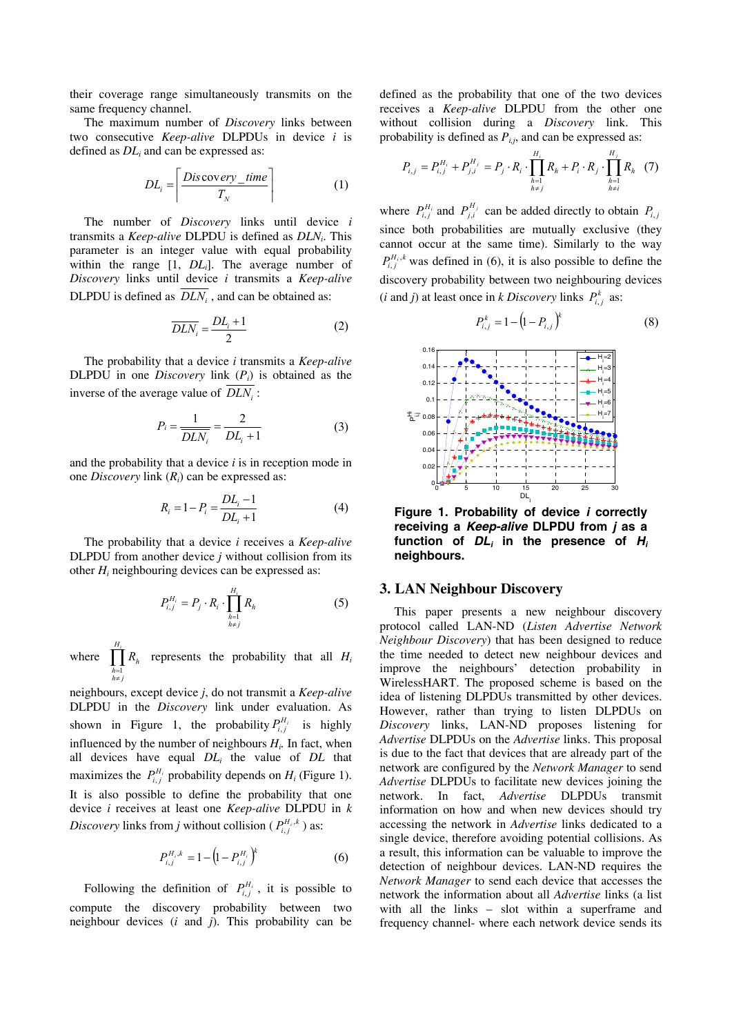their coverage range simultaneously transmits on the same frequency channel.

The maximum number of *Discovery* links between two consecutive *Keep-alive* DLPDUs in device *i* is defined as $DL_i$ and can be expressed as:

$$DL_i = \left\lceil \frac{Discovery\_time}{T_N} \right\rceil \quad (1)$$

The number of *Discovery* links until device *i* transmits a *Keep-alive* DLPDU is defined as $DLN_i$. This parameter is an integer value with equal probability within the range [1, $DL_i$]. The average number of *Discovery* links until device *i* transmits a *Keep-alive* DLPDU is defined as $\overline{DLN_i}$, and can be obtained as:

$$\overline{DLN_i} = \frac{DL_i + 1}{2} \quad (2)$$

The probability that a device *i* transmits a *Keep-alive* DLPDU in one *Discovery* link ($P_i$) is obtained as the inverse of the average value of $\overline{DLN_i}$:

$$P_i = \frac{1}{\overline{DLN_i}} = \frac{2}{DL_i + 1} \quad (3)$$

and the probability that a device *i* is in reception mode in one *Discovery* link ($R_i$) can be expressed as:

$$R_i = 1 - P_i = \frac{DL_i - 1}{DL_i + 1} \quad (4)$$

The probability that a device *i* receives a *Keep-alive* DLPDU from another device *j* without collision from its other $H_i$ neighbouring devices can be expressed as:

$$P_{i,j}^{H_i} = P_j \cdot R_i \cdot \prod_{\substack{h=1 \\ h \neq j}}^{H_i} R_h \quad (5)$$

where $\prod_{\substack{h=1 \\ h \neq j}}^{H_i} R_h$ represents the probability that all $H_i$ neighbours, except device *j*, do not transmit a *Keep-alive* DLPDU in the *Discovery* link under evaluation. As shown in Figure 1, the probability $P_{i,j}^{H_i}$ is highly influenced by the number of neighbours $H_i$. In fact, when all devices have equal $DL_i$ the value of *DL* that maximizes the $P_{i,j}^{H_i}$ probability depends on $H_i$ (Figure 1). It is also possible to define the probability that one device *i* receives at least one *Keep-alive* DLPDU in *k* *Discovery* links from *j* without collision ($P_{i,j}^{H_i,k}$) as:

$$P_{i,j}^{H_i,k} = 1 - \left(1 - P_{i,j}^{H_i}\right)^k \quad (6)$$

Following the definition of $P_{i,j}^{H_i}$, it is possible to compute the discovery probability between two neighbour devices (*i* and *j*). This probability can be defined as the probability that one of the two devices receives a *Keep-alive* DLPDU from the other one without collision during a *Discovery* link. This probability is defined as $P_{i,j}$, and can be expressed as:

$$P_{i,j} = P_{i,j}^{H_i} + P_{j,i}^{H_j} = P_j \cdot R_i \cdot \prod_{\substack{h=1 \\ h \neq j}}^{H_i} R_h + P_i \cdot R_j \cdot \prod_{\substack{h=1 \\ h \neq i}}^{H_j} R_h \quad (7)$$

where $P_{i,j}^{H_i}$ and $P_{j,i}^{H_j}$ can be added directly to obtain $P_{i,j}$ since both probabilities are mutually exclusive (they cannot occur at the same time). Similarly to the way $P_{i,j}^{H_i,k}$ was defined in (6), it is also possible to define the discovery probability between two neighbouring devices (*i* and *j*) at least once in *k* *Discovery* links $P_{i,j}^{k}$ as:

$$P_{i,j}^{k} = 1 - \left(1 - P_{i,j}\right)^k \quad (8)$$

**Figure 1. Probability of device *i* correctly receiving a *Keep-alive* DLPDU from *j* as a function of $DL_i$ in the presence of $H_i$ neighbours.**

## 3. LAN Neighbour Discovery

This paper presents a new neighbour discovery protocol called LAN-ND (*Listen Advertise Network Neighbour Discovery*) that has been designed to reduce the time needed to detect new neighbour devices and improve the neighbours' detection probability in WirelessHART. The proposed scheme is based on the idea of listening DLPDUs transmitted by other devices. However, rather than trying to listen DLPDUs on *Discovery* links, LAN-ND proposes listening for *Advertise* DLPDUs on the *Advertise* links. This proposal is due to the fact that devices that are already part of the network are configured by the *Network Manager* to send *Advertise* DLPDUs to facilitate new devices joining the network. In fact, *Advertise* DLPDUs transmit information on how and when new devices should try accessing the network in *Advertise* links dedicated to a single device, therefore avoiding potential collisions. As a result, this information can be valuable to improve the detection of neighbour devices. LAN-ND requires the *Network Manager* to send each device that accesses the network the information about all *Advertise* links (a list with all the links – slot within a superframe and frequency channel- where each network device sends its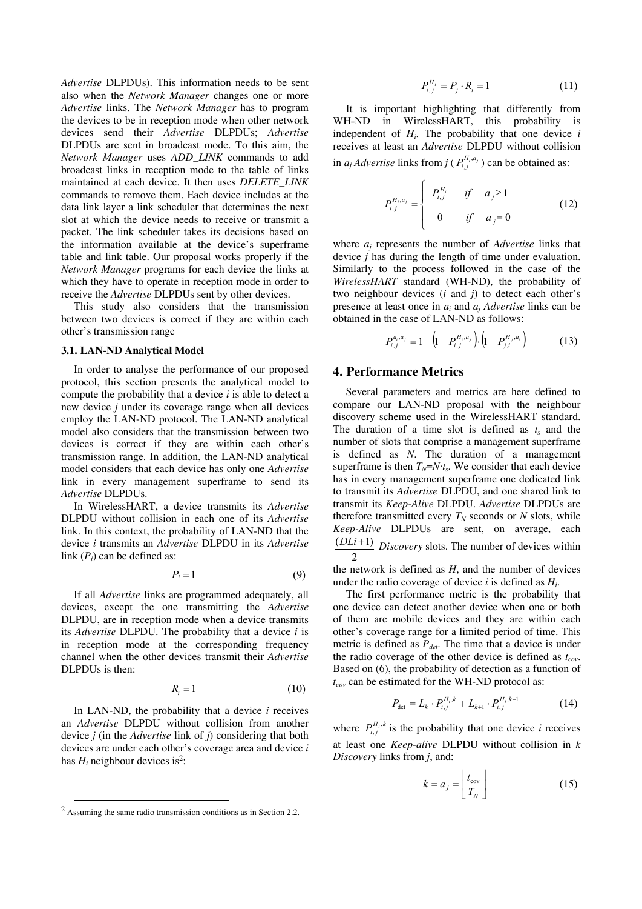*Advertise* DLPDUs). This information needs to be sent also when the *Network Manager* changes one or more *Advertise* links. The *Network Manager* has to program the devices to be in reception mode when other network devices send their *Advertise* DLPDUs; *Advertise* DLPDUs are sent in broadcast mode. To this aim, the *Network Manager* uses *ADD_LINK* commands to add broadcast links in reception mode to the table of links maintained at each device. It then uses *DELETE_LINK* commands to remove them. Each device includes at the data link layer a link scheduler that determines the next slot at which the device needs to receive or transmit a packet. The link scheduler takes its decisions based on the information available at the device's superframe table and link table. Our proposal works properly if the *Network Manager* programs for each device the links at which they have to operate in reception mode in order to receive the *Advertise* DLPDUs sent by other devices.

This study also considers that the transmission between two devices is correct if they are within each other's transmission range

### 3.1. LAN-ND Analytical Model

In order to analyse the performance of our proposed protocol, this section presents the analytical model to compute the probability that a device *i* is able to detect a new device *j* under its coverage range when all devices employ the LAN-ND protocol. The LAN-ND analytical model also considers that the transmission between two devices is correct if they are within each other's transmission range. In addition, the LAN-ND analytical model considers that each device has only one *Advertise* link in every management superframe to send its *Advertise* DLPDUs.

In WirelessHART, a device transmits its *Advertise* DLPDU without collision in each one of its *Advertise* link. In this context, the probability of LAN-ND that the device *i* transmits an *Advertise* DLPDU in its *Advertise* link ($P_i$) can be defined as:

$$P_i = 1 \tag{9}$$

If all *Advertise* links are programmed adequately, all devices, except the one transmitting the *Advertise* DLPDU, are in reception mode when a device transmits its *Advertise* DLPDU. The probability that a device *i* is in reception mode at the corresponding frequency channel when the other devices transmit their *Advertise* DLPDUs is then:

$$R_i = 1 \tag{10}$$

In LAN-ND, the probability that a device *i* receives an *Advertise* DLPDU without collision from another device *j* (in the *Advertise* link of *j*) considering that both devices are under each other's coverage area and device *i* has $H_i$ neighbour devices is[2]:

$$P_{i,j}^{H_i} = P_j \cdot R_i = 1 \tag{11}$$

It is important highlighting that differently from WH-ND in WirelessHART, this probability is independent of $H_i$. The probability that one device *i* receives at least an *Advertise* DLPDU without collision in $a_j$ *Advertise* links from *j* ($P_{i,j}^{H_i,a_j}$) can be obtained as:

$$P_{i,j}^{H_i,a_j} = \begin{cases} P_{i,j}^{H_i} & if \quad a_j \geq 1 \\ 0 & if \quad a_j = 0 \end{cases} \tag{12}$$

where $a_j$ represents the number of *Advertise* links that device *j* has during the length of time under evaluation. Similarly to the process followed in the case of the *WirelessHART* standard (WH-ND), the probability of two neighbour devices (*i* and *j*) to detect each other's presence at least once in $a_i$ and $a_j$ *Advertise* links can be obtained in the case of LAN-ND as follows:

$$P_{i,j}^{a_i,a_j} = 1 - \left(1 - P_{i,j}^{H_i,a_j}\right) \cdot \left(1 - P_{j,i}^{H_j,a_i}\right) \tag{13}$$

## 4. Performance Metrics

Several parameters and metrics are here defined to compare our LAN-ND proposal with the neighbour discovery scheme used in the WirelessHART standard. The duration of a time slot is defined as $t_s$ and the number of slots that comprise a management superframe is defined as *N*. The duration of a management superframe is then $T_N = N \cdot t_s$. We consider that each device has in every management superframe one dedicated link to transmit its *Advertise* DLPDU, and one shared link to transmit its *Keep-Alive* DLPDU. *Advertise* DLPDUs are therefore transmitted every $T_N$ seconds or *N* slots, while *Keep-Alive* DLPDUs are sent, on average, each $\frac{(DLi+1)}{2}$ *Discovery* slots. The number of devices within the network is defined as *H*, and the number of devices under the radio coverage of device *i* is defined as $H_i$.

The first performance metric is the probability that one device can detect another device when one or both of them are mobile devices and they are within each other's coverage range for a limited period of time. This metric is defined as $P_{det}$. The time that a device is under the radio coverage of the other device is defined as $t_{cov}$. Based on (6), the probability of detection as a function of $t_{cov}$ can be estimated for the WH-ND protocol as:

$$P_{\det} = L_k \cdot P_{i,j}^{H_i,k} + L_{k+1} \cdot P_{i,j}^{H_i,k+1} \tag{14}$$

where $P_{i,j}^{H_i,k}$ is the probability that one device *i* receives at least one *Keep-alive* DLPDU without collision in *k* *Discovery* links from *j*, and:

$$k = a_j = \left\lfloor \frac{t_{\text{cov}}}{T_N} \right\rfloor \tag{15}$$

---

[2] Assuming the same radio transmission conditions as in Section 2.2.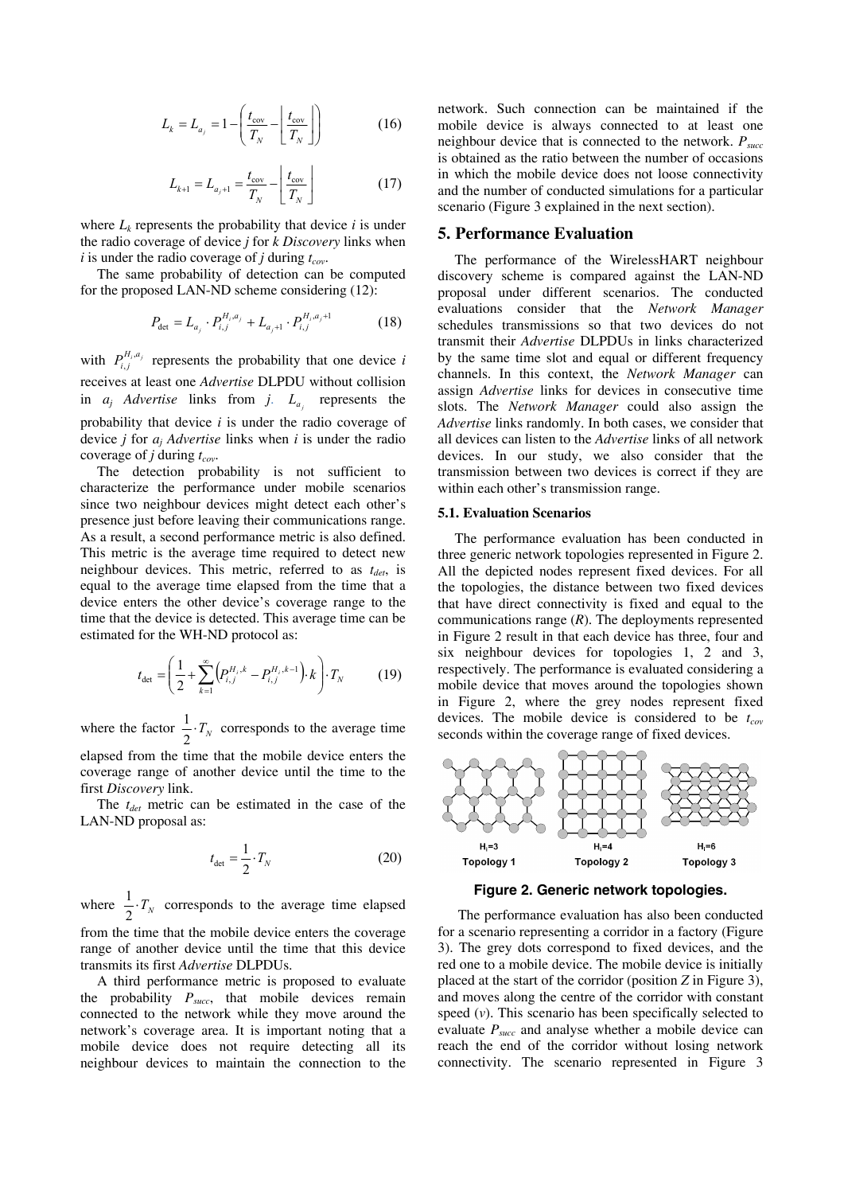$$L_k = L_{a_j} = 1 - \left( \frac{t_{\text{cov}}}{T_N} - \left\lfloor \frac{t_{\text{cov}}}{T_N} \right\rfloor \right) \tag{16}$$

$$L_{k+1} = L_{a_j+1} = \frac{t_{\text{cov}}}{T_N} - \left\lfloor \frac{t_{\text{cov}}}{T_N} \right\rfloor \tag{17}$$

where $L_k$ represents the probability that device $i$ is under the radio coverage of device $j$ for $k$ *Discovery* links when $i$ is under the radio coverage of $j$ during $t_{cov}$.

The same probability of detection can be computed for the proposed LAN-ND scheme considering (12):

$$P_{\text{det}} = L_{a_j} \cdot P_{i,j}^{H_i,a_j} + L_{a_j+1} \cdot P_{i,j}^{H_i,a_j+1} \tag{18}$$

with $P_{i,j}^{H_i,a_j}$ represents the probability that one device $i$ receives at least one *Advertise* DLPDU without collision in $a_j$ *Advertise* links from $j$. $L_{a_j}$ represents the probability that device $i$ is under the radio coverage of device $j$ for $a_j$ *Advertise* links when $i$ is under the radio coverage of $j$ during $t_{cov}$.

The detection probability is not sufficient to characterize the performance under mobile scenarios since two neighbour devices might detect each other's presence just before leaving their communications range. As a result, a second performance metric is also defined. This metric is the average time required to detect new neighbour devices. This metric, referred to as $t_{det}$, is equal to the average time elapsed from the time that a device enters the other device's coverage range to the time that the device is detected. This average time can be estimated for the WH-ND protocol as:

$$t_{\text{det}} = \left( \frac{1}{2} + \sum_{k=1}^{\infty} \left( P_{i,j}^{H_i,k} - P_{i,j}^{H_i,k-1} \right) \cdot k \right) \cdot T_N \tag{19}$$

where the factor $\frac{1}{2} \cdot T_N$ corresponds to the average time elapsed from the time that the mobile device enters the coverage range of another device until the time to the first *Discovery* link.

The $t_{det}$ metric can be estimated in the case of the LAN-ND proposal as:

$$t_{\text{det}} = \frac{1}{2} \cdot T_N \tag{20}$$

where $\frac{1}{2} \cdot T_N$ corresponds to the average time elapsed from the time that the mobile device enters the coverage range of another device until the time that this device transmits its first *Advertise* DLPDUs.

A third performance metric is proposed to evaluate the probability $P_{succ}$, that mobile devices remain connected to the network while they move around the network's coverage area. It is important noting that a mobile device does not require detecting all its neighbour devices to maintain the connection to the network. Such connection can be maintained if the mobile device is always connected to at least one neighbour device that is connected to the network. $P_{succ}$ is obtained as the ratio between the number of occasions in which the mobile device does not loose connectivity and the number of conducted simulations for a particular scenario (Figure 3 explained in the next section).

## 5. Performance Evaluation

The performance of the WirelessHART neighbour discovery scheme is compared against the LAN-ND proposal under different scenarios. The conducted evaluations consider that the *Network Manager* schedules transmissions so that two devices do not transmit their *Advertise* DLPDUs in links characterized by the same time slot and equal or different frequency channels. In this context, the *Network Manager* can assign *Advertise* links for devices in consecutive time slots. The *Network Manager* could also assign the *Advertise* links randomly. In both cases, we consider that all devices can listen to the *Advertise* links of all network devices. In our study, we also consider that the transmission between two devices is correct if they are within each other's transmission range.

### 5.1. Evaluation Scenarios

The performance evaluation has been conducted in three generic network topologies represented in Figure 2. All the depicted nodes represent fixed devices. For all the topologies, the distance between two fixed devices that have direct connectivity is fixed and equal to the communications range ($R$). The deployments represented in Figure 2 result in that each device has three, four and six neighbour devices for topologies 1, 2 and 3, respectively. The performance is evaluated considering a mobile device that moves around the topologies shown in Figure 2, where the grey nodes represent fixed devices. The mobile device is considered to be $t_{cov}$ seconds within the coverage range of fixed devices.

$H_i$=3 Topology 1 | $H_i$=4 Topology 2 | $H_i$=6 Topology 3

**Figure 2. Generic network topologies.**

The performance evaluation has also been conducted for a scenario representing a corridor in a factory (Figure 3). The grey dots correspond to fixed devices, and the red one to a mobile device. The mobile device is initially placed at the start of the corridor (position $Z$ in Figure 3), and moves along the centre of the corridor with constant speed ($v$). This scenario has been specifically selected to evaluate $P_{succ}$ and analyse whether a mobile device can reach the end of the corridor without losing network connectivity. The scenario represented in Figure 3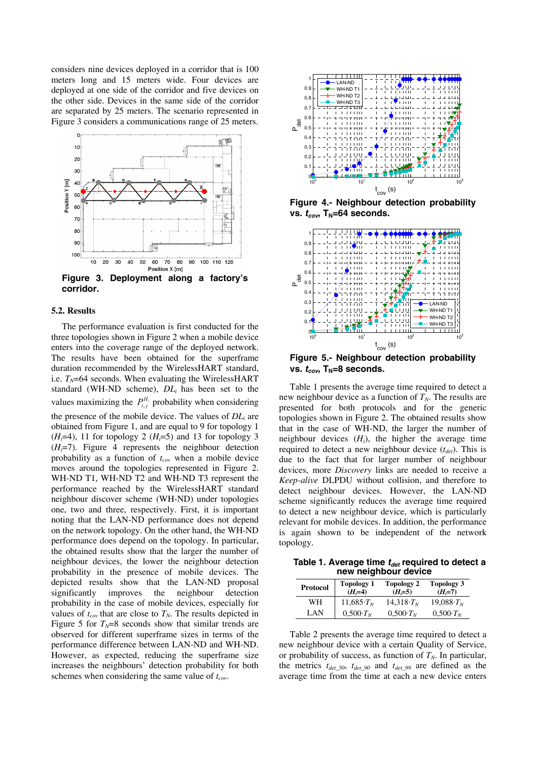considers nine devices deployed in a corridor that is 100 meters long and 15 meters wide. Four devices are deployed at one side of the corridor and five devices on the other side. Devices in the same side of the corridor are separated by 25 meters. The scenario represented in Figure 3 considers a communications range of 25 meters.

**Figure 3. Deployment along a factory's corridor.**

### 5.2. Results

The performance evaluation is first conducted for the three topologies shown in Figure 2 when a mobile device enters into the coverage range of the deployed network. The results have been obtained for the superframe duration recommended by the WirelessHART standard, i.e. $T_N$=64 seconds. When evaluating the WirelessHART standard (WH-ND scheme), $DL_i$ has been set to the values maximizing the $P_{i,j}^{H_i}$ probability when considering the presence of the mobile device. The values of $DL_i$ are obtained from Figure 1, and are equal to 9 for topology 1 ($H_i$=4), 11 for topology 2 ($H_i$=5) and 13 for topology 3 ($H_i$=7). Figure 4 represents the neighbour detection probability as a function of $t_{cov}$ when a mobile device moves around the topologies represented in Figure 2. WH-ND T1, WH-ND T2 and WH-ND T3 represent the performance reached by the WirelessHART standard neighbour discover scheme (WH-ND) under topologies one, two and three, respectively. First, it is important noting that the LAN-ND performance does not depend on the network topology. On the other hand, the WH-ND performance does depend on the topology. In particular, the obtained results show that the larger the number of neighbour devices, the lower the neighbour detection probability in the presence of mobile devices. The depicted results show that the LAN-ND proposal significantly improves the neighbour detection probability in the case of mobile devices, especially for values of $t_{cov}$ that are close to $T_N$. The results depicted in Figure 5 for $T_N$=8 seconds show that similar trends are observed for different superframe sizes in terms of the performance difference between LAN-ND and WH-ND. However, as expected, reducing the superframe size increases the neighbours' detection probability for both schemes when considering the same value of $t_{cov}$.

**Figure 4.- Neighbour detection probability vs. $t_{cov}$, $T_N$=64 seconds.**

**Figure 5.- Neighbour detection probability vs. $t_{cov}$, $T_N$=8 seconds.**

Table 1 presents the average time required to detect a new neighbour device as a function of $T_N$. The results are presented for both protocols and for the generic topologies shown in Figure 2. The obtained results show that in the case of WH-ND, the larger the number of neighbour devices ($H_i$), the higher the average time required to detect a new neighbour device ($t_{det}$). This is due to the fact that for larger number of neighbour devices, more *Discovery* links are needed to receive a *Keep-alive* DLPDU without collision, and therefore to detect neighbour devices. However, the LAN-ND scheme significantly reduces the average time required to detect a new neighbour device, which is particularly relevant for mobile devices. In addition, the performance is again shown to be independent of the network topology.

**Table 1. Average time $t_{det}$ required to detect a new neighbour device**

| Protocol | Topology 1 ($H_i$=4) | Topology 2 ($H_i$=5) | Topology 3 ($H_i$=7) |
|---|---|---|---|
| WH | $11{,}685 \cdot T_N$ | $14{,}318 \cdot T_N$ | $19{,}088 \cdot T_N$ |
| LAN | $0{,}500 \cdot T_N$ | $0{,}500 \cdot T_N$ | $0{,}500 \cdot T_N$ |

Table 2 presents the average time required to detect a new neighbour device with a certain Quality of Service, or probability of success, as function of $T_N$. In particular, the metrics $t_{det\_50}$, $t_{det\_90}$ and $t_{det\_99}$ are defined as the average time from the time at each a new device enters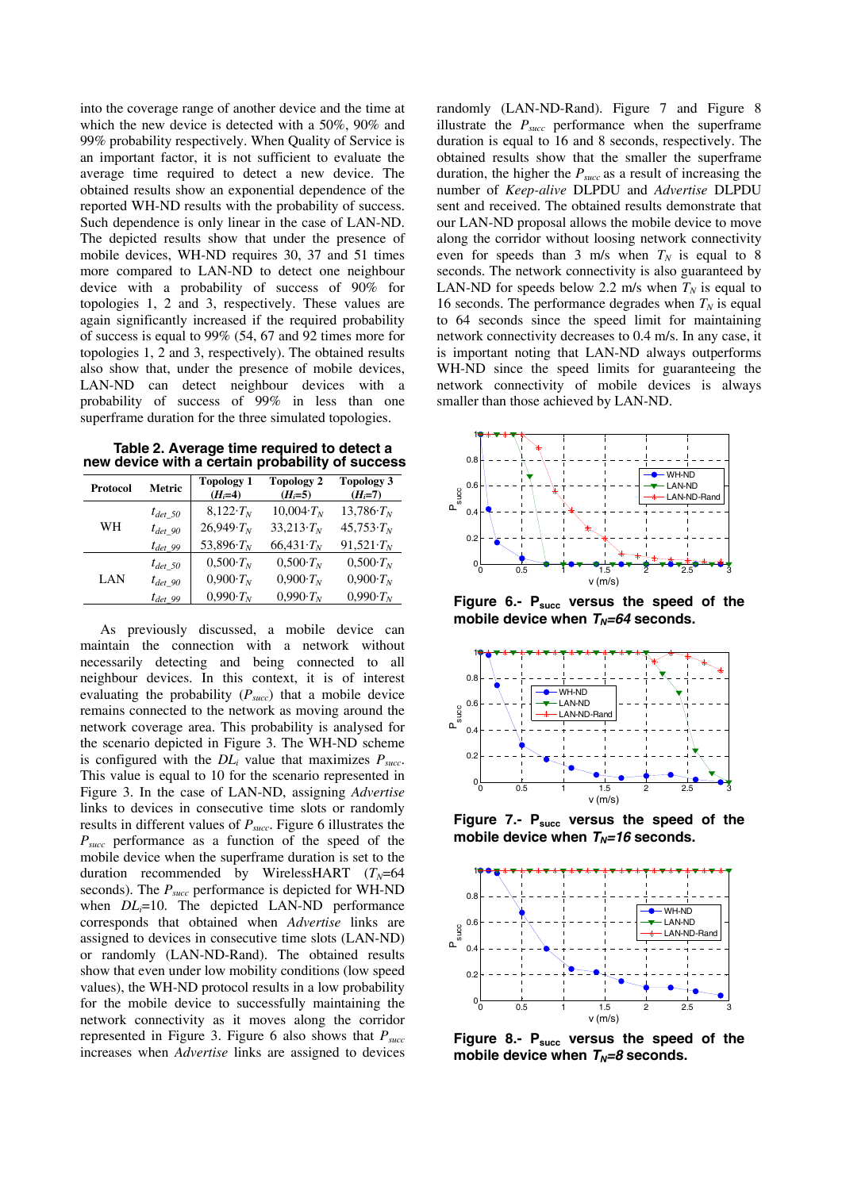into the coverage range of another device and the time at which the new device is detected with a 50%, 90% and 99% probability respectively. When Quality of Service is an important factor, it is not sufficient to evaluate the average time required to detect a new device. The obtained results show an exponential dependence of the reported WH-ND results with the probability of success. Such dependence is only linear in the case of LAN-ND. The depicted results show that under the presence of mobile devices, WH-ND requires 30, 37 and 51 times more compared to LAN-ND to detect one neighbour device with a probability of success of 90% for topologies 1, 2 and 3, respectively. These values are again significantly increased if the required probability of success is equal to 99% (54, 67 and 92 times more for topologies 1, 2 and 3, respectively). The obtained results also show that, under the presence of mobile devices, LAN-ND can detect neighbour devices with a probability of success of 99% in less than one superframe duration for the three simulated topologies.

**Table 2. Average time required to detect a new device with a certain probability of success**

| Protocol | Metric | Topology 1 ($H_i$=4) | Topology 2 ($H_i$=5) | Topology 3 ($H_i$=7) |
|---|---|---|---|---|
| WH | $t_{det\_50}$ | $8{,}122{\cdot}T_N$ | $10{,}004{\cdot}T_N$ | $13{,}786{\cdot}T_N$ |
| | $t_{det\_90}$ | $26{,}949{\cdot}T_N$ | $33{,}213{\cdot}T_N$ | $45{,}753{\cdot}T_N$ |
| | $t_{det\_99}$ | $53{,}896{\cdot}T_N$ | $66{,}431{\cdot}T_N$ | $91{,}521{\cdot}T_N$ |
| LAN | $t_{det\_50}$ | $0{,}500{\cdot}T_N$ | $0{,}500{\cdot}T_N$ | $0{,}500{\cdot}T_N$ |
| | $t_{det\_90}$ | $0{,}900{\cdot}T_N$ | $0{,}900{\cdot}T_N$ | $0{,}900{\cdot}T_N$ |
| | $t_{det\_99}$ | $0{,}990{\cdot}T_N$ | $0{,}990{\cdot}T_N$ | $0{,}990{\cdot}T_N$ |

As previously discussed, a mobile device can maintain the connection with a network without necessarily detecting and being connected to all neighbour devices. In this context, it is of interest evaluating the probability ($P_{succ}$) that a mobile device remains connected to the network as moving around the network coverage area. This probability is analysed for the scenario depicted in Figure 3. The WH-ND scheme is configured with the $DL_i$ value that maximizes $P_{succ}$. This value is equal to 10 for the scenario represented in Figure 3. In the case of LAN-ND, assigning *Advertise* links to devices in consecutive time slots or randomly results in different values of $P_{succ}$. Figure 6 illustrates the $P_{succ}$ performance as a function of the speed of the mobile device when the superframe duration is set to the duration recommended by WirelessHART ($T_N$=64 seconds). The $P_{succ}$ performance is depicted for WH-ND when $DL_i$=10. The depicted LAN-ND performance corresponds that obtained when *Advertise* links are assigned to devices in consecutive time slots (LAN-ND) or randomly (LAN-ND-Rand). The obtained results show that even under low mobility conditions (low speed values), the WH-ND protocol results in a low probability for the mobile device to successfully maintaining the network connectivity as it moves along the corridor represented in Figure 3. Figure 6 also shows that $P_{succ}$ increases when *Advertise* links are assigned to devices randomly (LAN-ND-Rand). Figure 7 and Figure 8 illustrate the $P_{succ}$ performance when the superframe duration is equal to 16 and 8 seconds, respectively. The obtained results show that the smaller the superframe duration, the higher the $P_{succ}$ as a result of increasing the number of *Keep-alive* DLPDU and *Advertise* DLPDU sent and received. The obtained results demonstrate that our LAN-ND proposal allows the mobile device to move along the corridor without loosing network connectivity even for speeds than 3 m/s when $T_N$ is equal to 8 seconds. The network connectivity is also guaranteed by LAN-ND for speeds below 2.2 m/s when $T_N$ is equal to 16 seconds. The performance degrades when $T_N$ is equal to 64 seconds since the speed limit for maintaining network connectivity decreases to 0.4 m/s. In any case, it is important noting that LAN-ND always outperforms WH-ND since the speed limits for guaranteeing the network connectivity of mobile devices is always smaller than those achieved by LAN-ND.

**Figure 6.- $P_{succ}$ versus the speed of the mobile device when $T_N$=64 seconds.**

**Figure 7.- $P_{succ}$ versus the speed of the mobile device when $T_N$=16 seconds.**

**Figure 8.- $P_{succ}$ versus the speed of the mobile device when $T_N$=8 seconds.**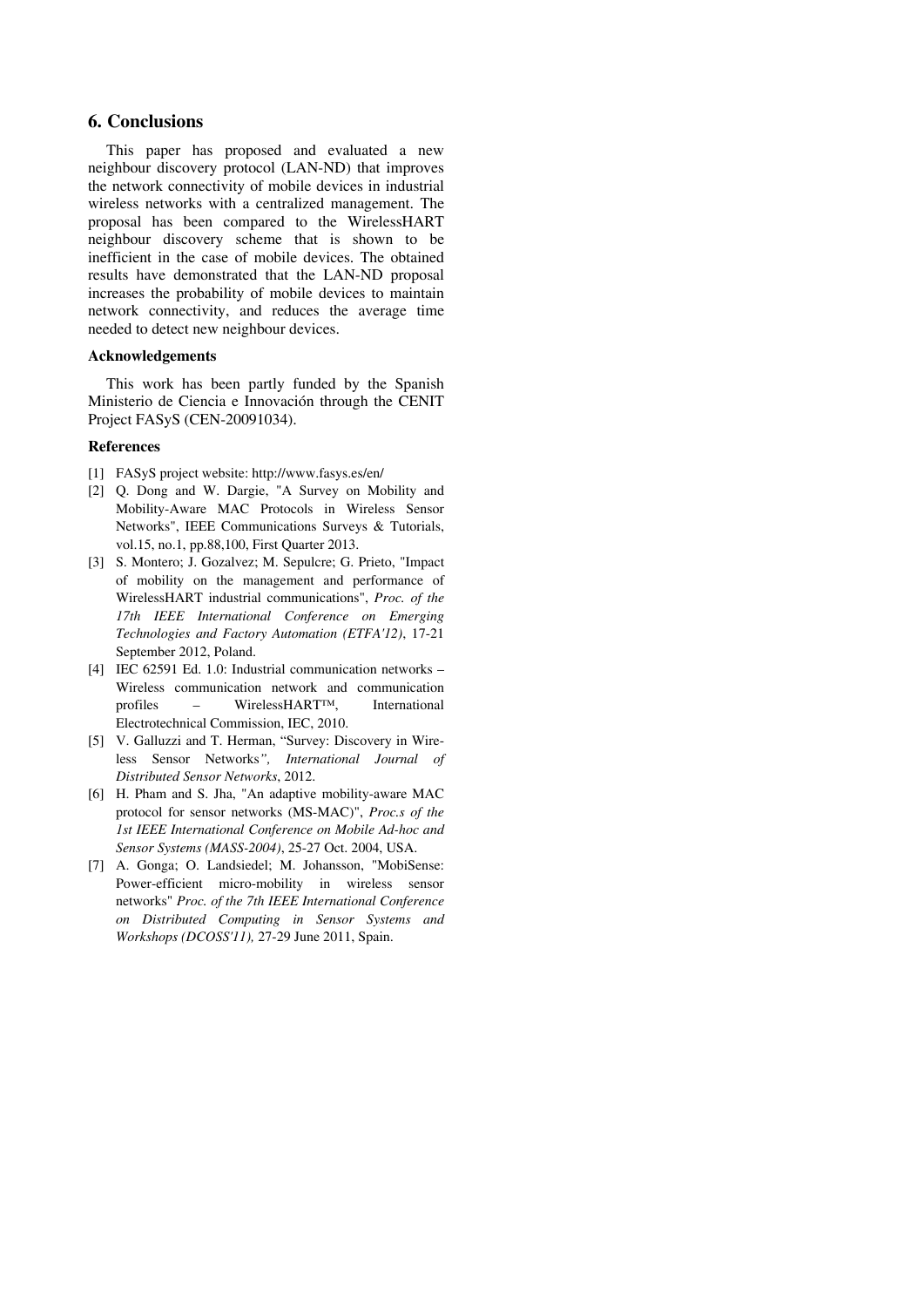## 6. Conclusions

This paper has proposed and evaluated a new neighbour discovery protocol (LAN-ND) that improves the network connectivity of mobile devices in industrial wireless networks with a centralized management. The proposal has been compared to the WirelessHART neighbour discovery scheme that is shown to be inefficient in the case of mobile devices. The obtained results have demonstrated that the LAN-ND proposal increases the probability of mobile devices to maintain network connectivity, and reduces the average time needed to detect new neighbour devices.

### Acknowledgements

This work has been partly funded by the Spanish Ministerio de Ciencia e Innovación through the CENIT Project FASyS (CEN-20091034).

### References

[1] FASyS project website: http://www.fasys.es/en/

[2] Q. Dong and W. Dargie, "A Survey on Mobility and Mobility-Aware MAC Protocols in Wireless Sensor Networks", IEEE Communications Surveys & Tutorials, vol.15, no.1, pp.88,100, First Quarter 2013.

[3] S. Montero; J. Gozalvez; M. Sepulcre; G. Prieto, "Impact of mobility on the management and performance of WirelessHART industrial communications", *Proc. of the 17th IEEE International Conference on Emerging Technologies and Factory Automation (ETFA'12)*, 17-21 September 2012, Poland.

[4] IEC 62591 Ed. 1.0: Industrial communication networks – Wireless communication network and communication profiles – WirelessHART™, International Electrotechnical Commission, IEC, 2010.

[5] V. Galluzzi and T. Herman, "Survey: Discovery in Wireless Sensor Networks*", International Journal of Distributed Sensor Networks*, 2012.

[6] H. Pham and S. Jha, "An adaptive mobility-aware MAC protocol for sensor networks (MS-MAC)", *Proc.s of the 1st IEEE International Conference on Mobile Ad-hoc and Sensor Systems (MASS-2004)*, 25-27 Oct. 2004, USA.

[7] A. Gonga; O. Landsiedel; M. Johansson, "MobiSense: Power-efficient micro-mobility in wireless sensor networks" *Proc. of the 7th IEEE International Conference on Distributed Computing in Sensor Systems and Workshops (DCOSS'11),* 27-29 June 2011, Spain.